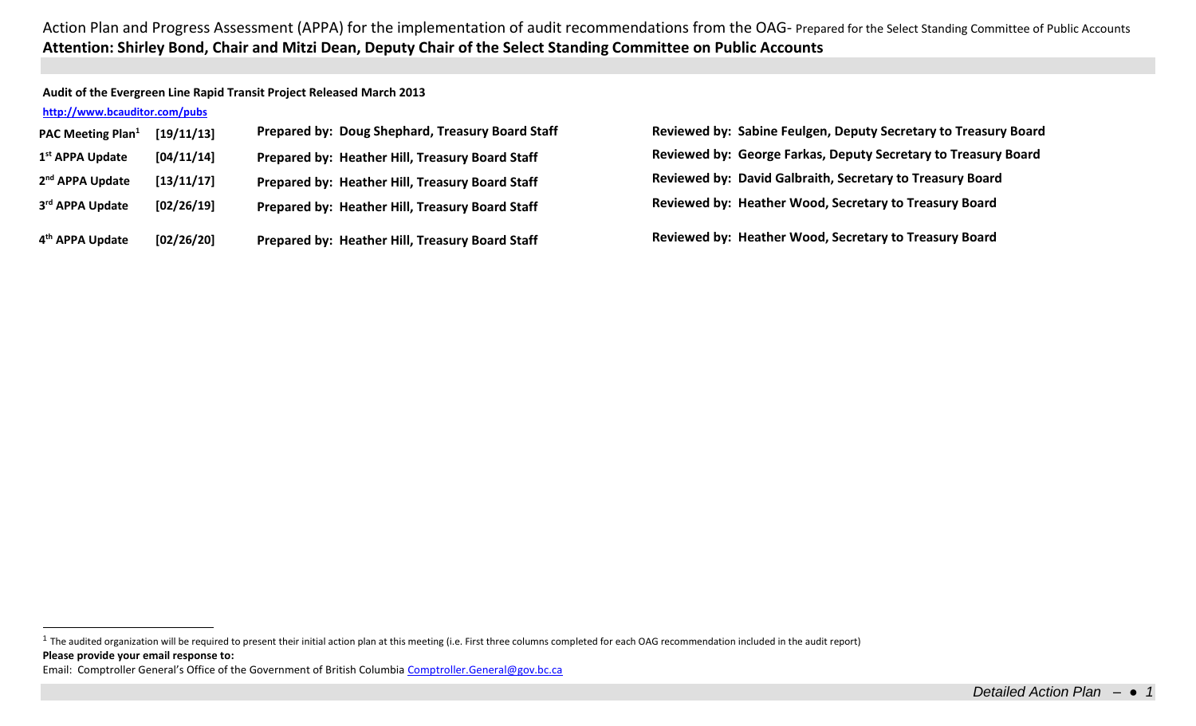Action Plan and Progress Assessment (APPA) for the implementation of audit recommendations from the OAG- Prepared for the Select Standing Committee of Public Accounts

**Attention: Shirley Bond, Chair and Mitzi Dean, Deputy Chair of the Select Standing Committee on Public Accounts**

**Audit of the Evergreen Line Rapid Transit Project Released March 2013**

**http://www.bcauditor.com/pubs**

| | | | |
|---|---|---|---|
| **PAC Meeting Plan[1]** | **[19/11/13]** | **Prepared by: Doug Shephard, Treasury Board Staff** | **Reviewed by: Sabine Feulgen, Deputy Secretary to Treasury Board** |
| **1st APPA Update** | **[04/11/14]** | **Prepared by: Heather Hill, Treasury Board Staff** | **Reviewed by: George Farkas, Deputy Secretary to Treasury Board** |
| **2nd APPA Update** | **[13/11/17]** | **Prepared by: Heather Hill, Treasury Board Staff** | **Reviewed by: David Galbraith, Secretary to Treasury Board** |
| **3rd APPA Update** | **[02/26/19]** | **Prepared by: Heather Hill, Treasury Board Staff** | **Reviewed by: Heather Wood, Secretary to Treasury Board** |
| **4th APPA Update** | **[02/26/20]** | **Prepared by: Heather Hill, Treasury Board Staff** | **Reviewed by: Heather Wood, Secretary to Treasury Board** |

[1] The audited organization will be required to present their initial action plan at this meeting (i.e. First three columns completed for each OAG recommendation included in the audit report)

**Please provide your email response to:**

Email: Comptroller General's Office of the Government of British Columbia Comptroller.General@gov.bc.ca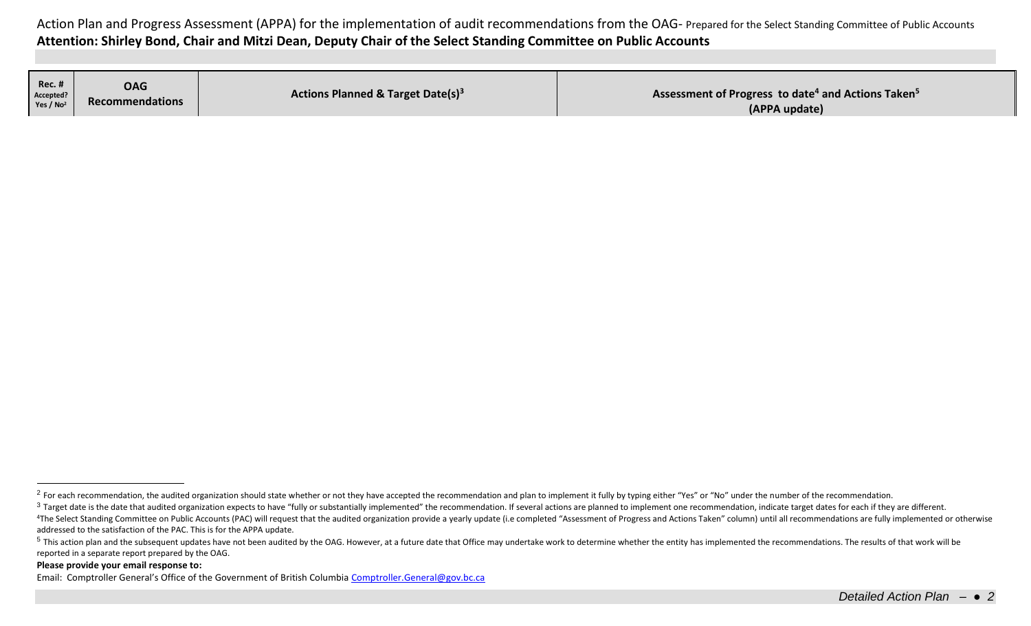Action Plan and Progress Assessment (APPA) for the implementation of audit recommendations from the OAG- Prepared for the Select Standing Committee of Public Accounts

**Attention: Shirley Bond, Chair and Mitzi Dean, Deputy Chair of the Select Standing Committee on Public Accounts**

| Rec. # Accepted? Yes / No[2] | OAG Recommendations | Actions Planned & Target Date(s)[3] | Assessment of Progress to date[4] and Actions Taken[5] (APPA update) |
|---|---|---|---|

[2] For each recommendation, the audited organization should state whether or not they have accepted the recommendation and plan to implement it fully by typing either "Yes" or "No" under the number of the recommendation.

[3] Target date is the date that audited organization expects to have "fully or substantially implemented" the recommendation. If several actions are planned to implement one recommendation, indicate target dates for each if they are different.

[4] The Select Standing Committee on Public Accounts (PAC) will request that the audited organization provide a yearly update (i.e completed "Assessment of Progress and Actions Taken" column) until all recommendations are fully implemented or otherwise addressed to the satisfaction of the PAC. This is for the APPA update.

[5] This action plan and the subsequent updates have not been audited by the OAG. However, at a future date that Office may undertake work to determine whether the entity has implemented the recommendations. The results of that work will be reported in a separate report prepared by the OAG.

**Please provide your email response to:**

Email: Comptroller General's Office of the Government of British Columbia [Comptroller.General@gov.bc.ca](mailto:Comptroller.General@gov.bc.ca)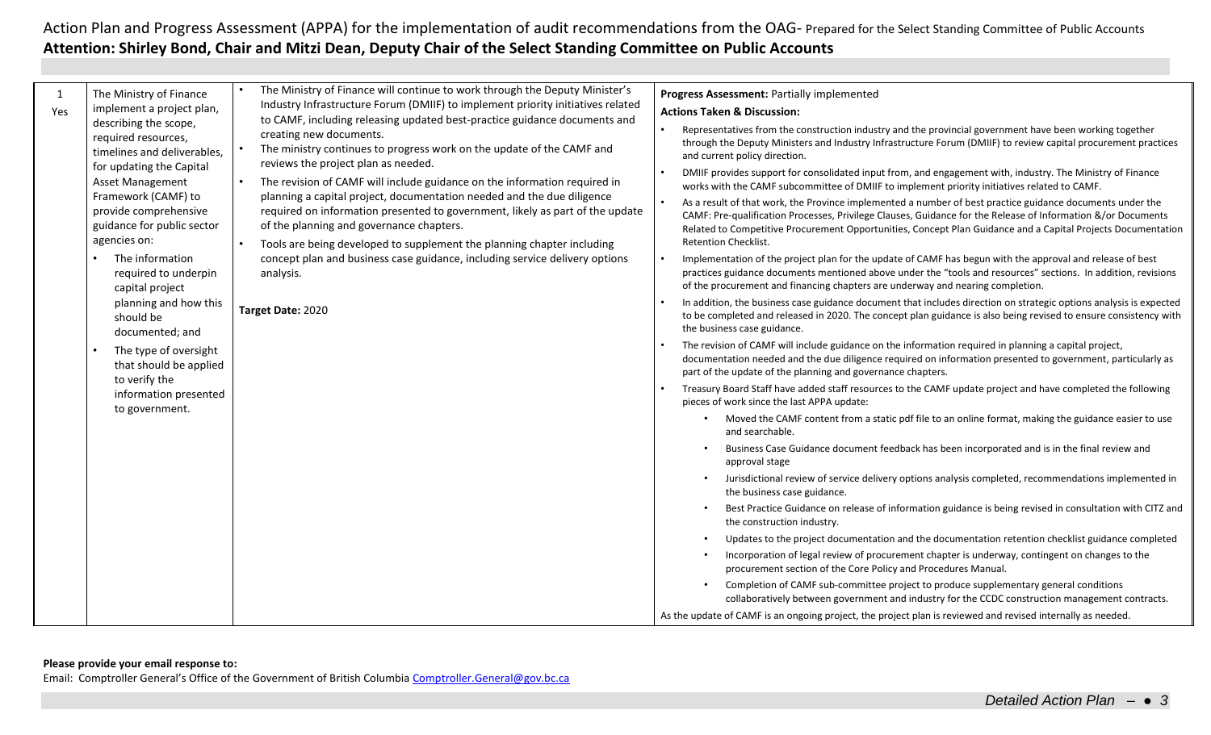Action Plan and Progress Assessment (APPA) for the implementation of audit recommendations from the OAG- Prepared for the Select Standing Committee of Public Accounts

**Attention: Shirley Bond, Chair and Mitzi Dean, Deputy Chair of the Select Standing Committee on Public Accounts**

| | | | |
|---|---|---|---|
| 1<br>Yes | The Ministry of Finance implement a project plan, describing the scope, required resources, timelines and deliverables, for updating the Capital Asset Management Framework (CAMF) to provide comprehensive guidance for public sector agencies on:<br>• The information required to underpin capital project planning and how this should be documented; and<br>• The type of oversight that should be applied to verify the information presented to government. | • The Ministry of Finance will continue to work through the Deputy Minister's Industry Infrastructure Forum (DMIIF) to implement priority initiatives related to CAMF, including releasing updated best-practice guidance documents and creating new documents.<br>• The ministry continues to progress work on the update of the CAMF and reviews the project plan as needed.<br>• The revision of CAMF will include guidance on the information required in planning a capital project, documentation needed and the due diligence required on information presented to government, likely as part of the update of the planning and governance chapters.<br>• Tools are being developed to supplement the planning chapter including concept plan and business case guidance, including service delivery options analysis.<br><br>**Target Date:** 2020 | **Progress Assessment:** Partially implemented<br>**Actions Taken & Discussion:**<br>• Representatives from the construction industry and the provincial government have been working together through the Deputy Ministers and Industry Infrastructure Forum (DMIIF) to review capital procurement practices and current policy direction.<br>• DMIIF provides support for consolidated input from, and engagement with, industry. The Ministry of Finance works with the CAMF subcommittee of DMIIF to implement priority initiatives related to CAMF.<br>• As a result of that work, the Province implemented a number of best practice guidance documents under the CAMF: Pre-qualification Processes, Privilege Clauses, Guidance for the Release of Information &/or Documents Related to Competitive Procurement Opportunities, Concept Plan Guidance and a Capital Projects Documentation Retention Checklist.<br>• Implementation of the project plan for the update of CAMF has begun with the approval and release of best practices guidance documents mentioned above under the "tools and resources" sections. In addition, revisions of the procurement and financing chapters are underway and nearing completion.<br>• In addition, the business case guidance document that includes direction on strategic options analysis is expected to be completed and released in 2020. The concept plan guidance is also being revised to ensure consistency with the business case guidance.<br>• The revision of CAMF will include guidance on the information required in planning a capital project, documentation needed and the due diligence required on information presented to government, particularly as part of the update of the planning and governance chapters.<br>• Treasury Board Staff have added staff resources to the CAMF update project and have completed the following pieces of work since the last APPA update:<br>&nbsp;&nbsp;• Moved the CAMF content from a static pdf file to an online format, making the guidance easier to use and searchable.<br>&nbsp;&nbsp;• Business Case Guidance document feedback has been incorporated and is in the final review and approval stage<br>&nbsp;&nbsp;• Jurisdictional review of service delivery options analysis completed, recommendations implemented in the business case guidance.<br>&nbsp;&nbsp;• Best Practice Guidance on release of information guidance is being revised in consultation with CITZ and the construction industry.<br>&nbsp;&nbsp;• Updates to the project documentation and the documentation retention checklist guidance completed<br>&nbsp;&nbsp;• Incorporation of legal review of procurement chapter is underway, contingent on changes to the procurement section of the Core Policy and Procedures Manual.<br>&nbsp;&nbsp;• Completion of CAMF sub-committee project to produce supplementary general conditions collaboratively between government and industry for the CCDC construction management contracts.<br>As the update of CAMF is an ongoing project, the project plan is reviewed and revised internally as needed. |

**Please provide your email response to:**
Email: Comptroller General's Office of the Government of British Columbia Comptroller.General@gov.bc.ca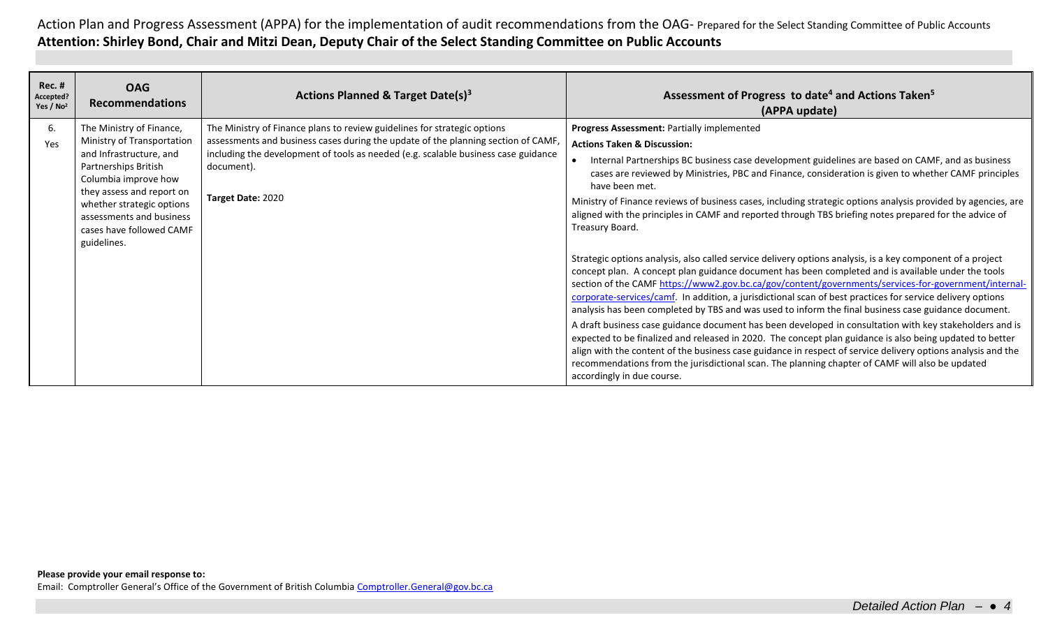Action Plan and Progress Assessment (APPA) for the implementation of audit recommendations from the OAG- Prepared for the Select Standing Committee of Public Accounts

**Attention: Shirley Bond, Chair and Mitzi Dean, Deputy Chair of the Select Standing Committee on Public Accounts**

| Rec. # Accepted? Yes / No[2] | OAG Recommendations | Actions Planned & Target Date(s)[3] | Assessment of Progress to date[4] and Actions Taken[5] (APPA update) |
|---|---|---|---|
| 6. Yes | The Ministry of Finance, Ministry of Transportation and Infrastructure, and Partnerships British Columbia improve how they assess and report on whether strategic options assessments and business cases have followed CAMF guidelines. | The Ministry of Finance plans to review guidelines for strategic options assessments and business cases during the update of the planning section of CAMF, including the development of tools as needed (e.g. scalable business case guidance document).<br><br>**Target Date:** 2020 | **Progress Assessment:** Partially implemented<br><br>**Actions Taken & Discussion:**<br><br>• Internal Partnerships BC business case development guidelines are based on CAMF, and as business cases are reviewed by Ministries, PBC and Finance, consideration is given to whether CAMF principles have been met.<br><br>Ministry of Finance reviews of business cases, including strategic options analysis provided by agencies, are aligned with the principles in CAMF and reported through TBS briefing notes prepared for the advice of Treasury Board.<br><br>Strategic options analysis, also called service delivery options analysis, is a key component of a project concept plan. A concept plan guidance document has been completed and is available under the tools section of the CAMF https://www2.gov.bc.ca/gov/content/governments/services-for-government/internal-corporate-services/camf. In addition, a jurisdictional scan of best practices for service delivery options analysis has been completed by TBS and was used to inform the final business case guidance document.<br><br>A draft business case guidance document has been developed in consultation with key stakeholders and is expected to be finalized and released in 2020. The concept plan guidance is also being updated to better align with the content of the business case guidance in respect of service delivery options analysis and the recommendations from the jurisdictional scan. The planning chapter of CAMF will also be updated accordingly in due course. |

**Please provide your email response to:**

Email: Comptroller General's Office of the Government of British Columbia Comptroller.General@gov.bc.ca